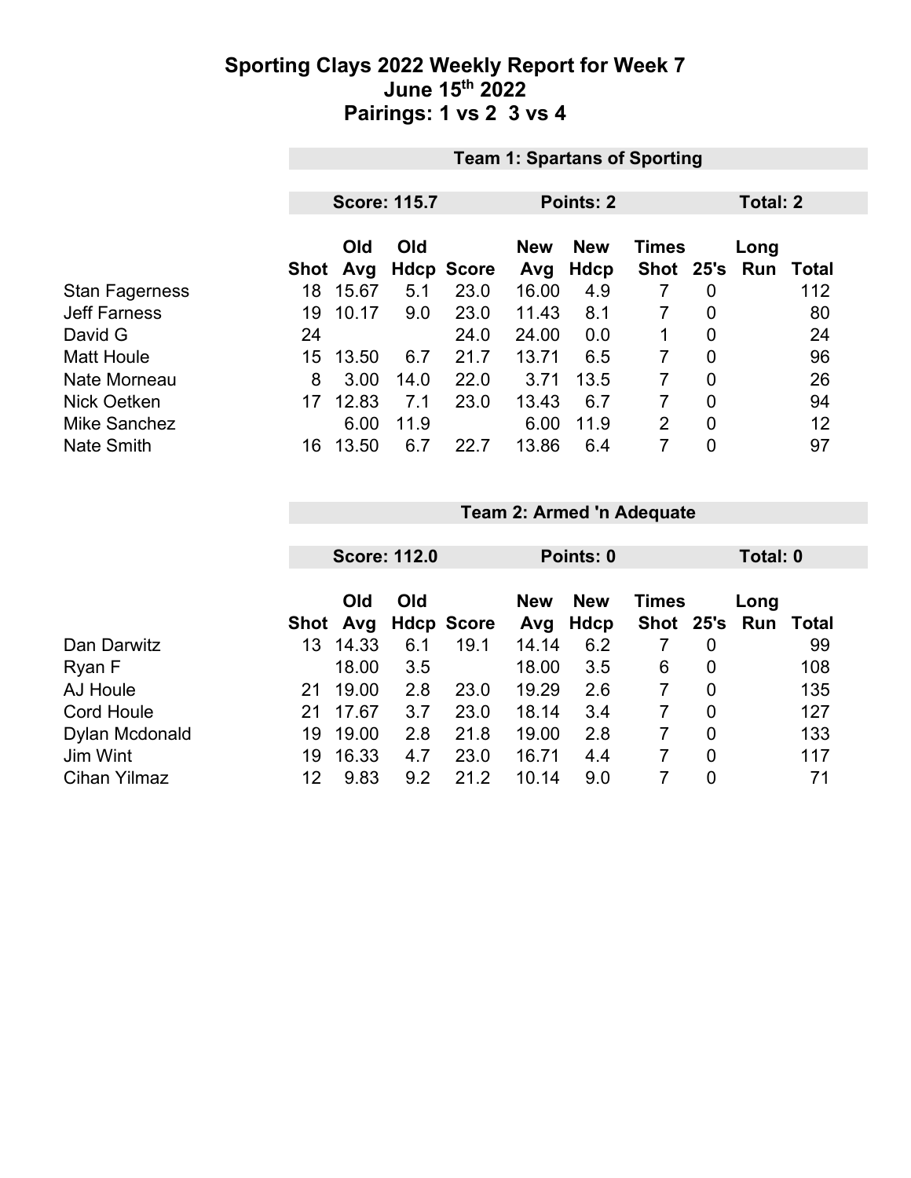# Sporting Clays 2022 Weekly Report for Week 7
## June 15th 2022
## Pairings: 1 vs 2  3 vs 4

**Team 1: Spartans of Sporting**

**Score: 115.7** | **Points: 2** | **Total: 2**

| | Shot | Old Avg | Old Hdcp | Score | New Avg | New Hdcp | Times Shot | 25's | Long Run | Total |
|---|---|---|---|---|---|---|---|---|---|---|
| Stan Fagerness | 18 | 15.67 | 5.1 | 23.0 | 16.00 | 4.9 | 7 | 0 | | 112 |
| Jeff Farness | 19 | 10.17 | 9.0 | 23.0 | 11.43 | 8.1 | 7 | 0 | | 80 |
| David G | 24 | | | 24.0 | 24.00 | 0.0 | 1 | 0 | | 24 |
| Matt Houle | 15 | 13.50 | 6.7 | 21.7 | 13.71 | 6.5 | 7 | 0 | | 96 |
| Nate Morneau | 8 | 3.00 | 14.0 | 22.0 | 3.71 | 13.5 | 7 | 0 | | 26 |
| Nick Oetken | 17 | 12.83 | 7.1 | 23.0 | 13.43 | 6.7 | 7 | 0 | | 94 |
| Mike Sanchez | | 6.00 | 11.9 | | 6.00 | 11.9 | 2 | 0 | | 12 |
| Nate Smith | 16 | 13.50 | 6.7 | 22.7 | 13.86 | 6.4 | 7 | 0 | | 97 |

**Team 2: Armed 'n Adequate**

**Score: 112.0** | **Points: 0** | **Total: 0**

| | Shot | Old Avg | Old Hdcp | Score | New Avg | New Hdcp | Times Shot | 25's | Long Run | Total |
|---|---|---|---|---|---|---|---|---|---|---|
| Dan Darwitz | 13 | 14.33 | 6.1 | 19.1 | 14.14 | 6.2 | 7 | 0 | | 99 |
| Ryan F | | 18.00 | 3.5 | | 18.00 | 3.5 | 6 | 0 | | 108 |
| AJ Houle | 21 | 19.00 | 2.8 | 23.0 | 19.29 | 2.6 | 7 | 0 | | 135 |
| Cord Houle | 21 | 17.67 | 3.7 | 23.0 | 18.14 | 3.4 | 7 | 0 | | 127 |
| Dylan Mcdonald | 19 | 19.00 | 2.8 | 21.8 | 19.00 | 2.8 | 7 | 0 | | 133 |
| Jim Wint | 19 | 16.33 | 4.7 | 23.0 | 16.71 | 4.4 | 7 | 0 | | 117 |
| Cihan Yilmaz | 12 | 9.83 | 9.2 | 21.2 | 10.14 | 9.0 | 7 | 0 | | 71 |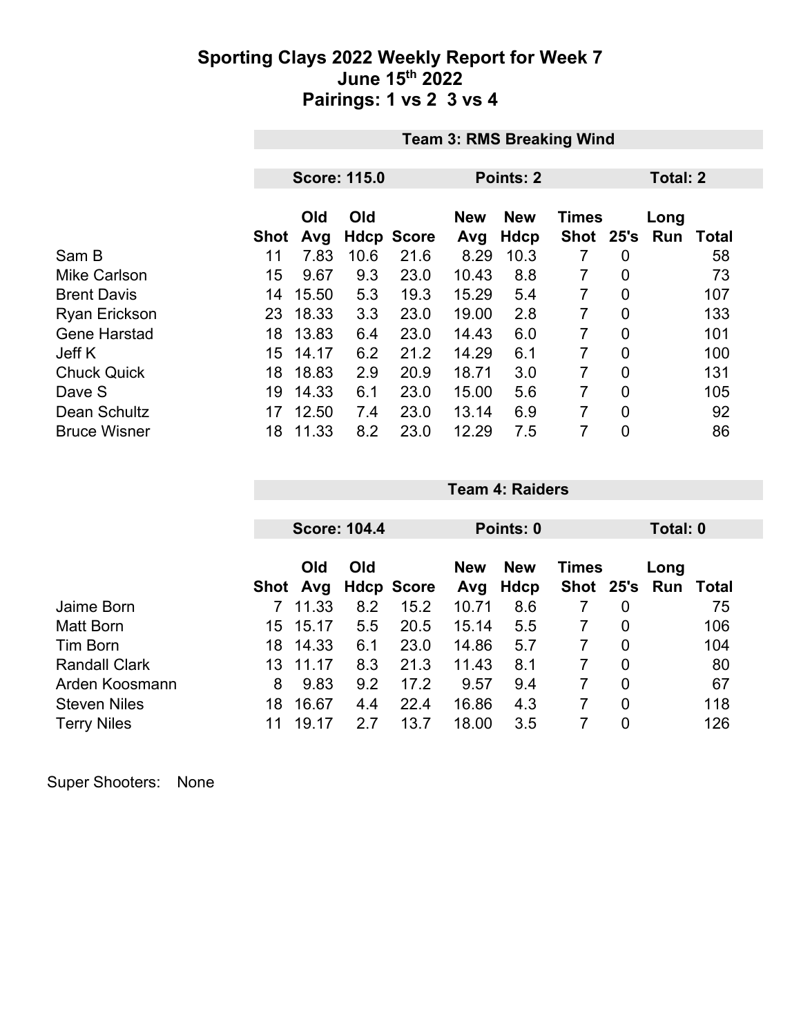# Sporting Clays 2022 Weekly Report for Week 7
## June 15th 2022
## Pairings: 1 vs 2  3 vs 4

**Team 3: RMS Breaking Wind**

**Score: 115.0** | **Points: 2** | **Total: 2**

| | Shot | Old Avg | Old Hdcp | Score | New Avg | New Hdcp | Times Shot | 25's | Long Run | Total |
|---|---|---|---|---|---|---|---|---|---|---|
| Sam B | 11 | 7.83 | 10.6 | 21.6 | 8.29 | 10.3 | 7 | 0 | | 58 |
| Mike Carlson | 15 | 9.67 | 9.3 | 23.0 | 10.43 | 8.8 | 7 | 0 | | 73 |
| Brent Davis | 14 | 15.50 | 5.3 | 19.3 | 15.29 | 5.4 | 7 | 0 | | 107 |
| Ryan Erickson | 23 | 18.33 | 3.3 | 23.0 | 19.00 | 2.8 | 7 | 0 | | 133 |
| Gene Harstad | 18 | 13.83 | 6.4 | 23.0 | 14.43 | 6.0 | 7 | 0 | | 101 |
| Jeff K | 15 | 14.17 | 6.2 | 21.2 | 14.29 | 6.1 | 7 | 0 | | 100 |
| Chuck Quick | 18 | 18.83 | 2.9 | 20.9 | 18.71 | 3.0 | 7 | 0 | | 131 |
| Dave S | 19 | 14.33 | 6.1 | 23.0 | 15.00 | 5.6 | 7 | 0 | | 105 |
| Dean Schultz | 17 | 12.50 | 7.4 | 23.0 | 13.14 | 6.9 | 7 | 0 | | 92 |
| Bruce Wisner | 18 | 11.33 | 8.2 | 23.0 | 12.29 | 7.5 | 7 | 0 | | 86 |

**Team 4: Raiders**

**Score: 104.4** | **Points: 0** | **Total: 0**

| | Shot | Old Avg | Old Hdcp | Score | New Avg | New Hdcp | Times Shot | 25's | Long Run | Total |
|---|---|---|---|---|---|---|---|---|---|---|
| Jaime Born | 7 | 11.33 | 8.2 | 15.2 | 10.71 | 8.6 | 7 | 0 | | 75 |
| Matt Born | 15 | 15.17 | 5.5 | 20.5 | 15.14 | 5.5 | 7 | 0 | | 106 |
| Tim Born | 18 | 14.33 | 6.1 | 23.0 | 14.86 | 5.7 | 7 | 0 | | 104 |
| Randall Clark | 13 | 11.17 | 8.3 | 21.3 | 11.43 | 8.1 | 7 | 0 | | 80 |
| Arden Koosmann | 8 | 9.83 | 9.2 | 17.2 | 9.57 | 9.4 | 7 | 0 | | 67 |
| Steven Niles | 18 | 16.67 | 4.4 | 22.4 | 16.86 | 4.3 | 7 | 0 | | 118 |
| Terry Niles | 11 | 19.17 | 2.7 | 13.7 | 18.00 | 3.5 | 7 | 0 | | 126 |

Super Shooters: None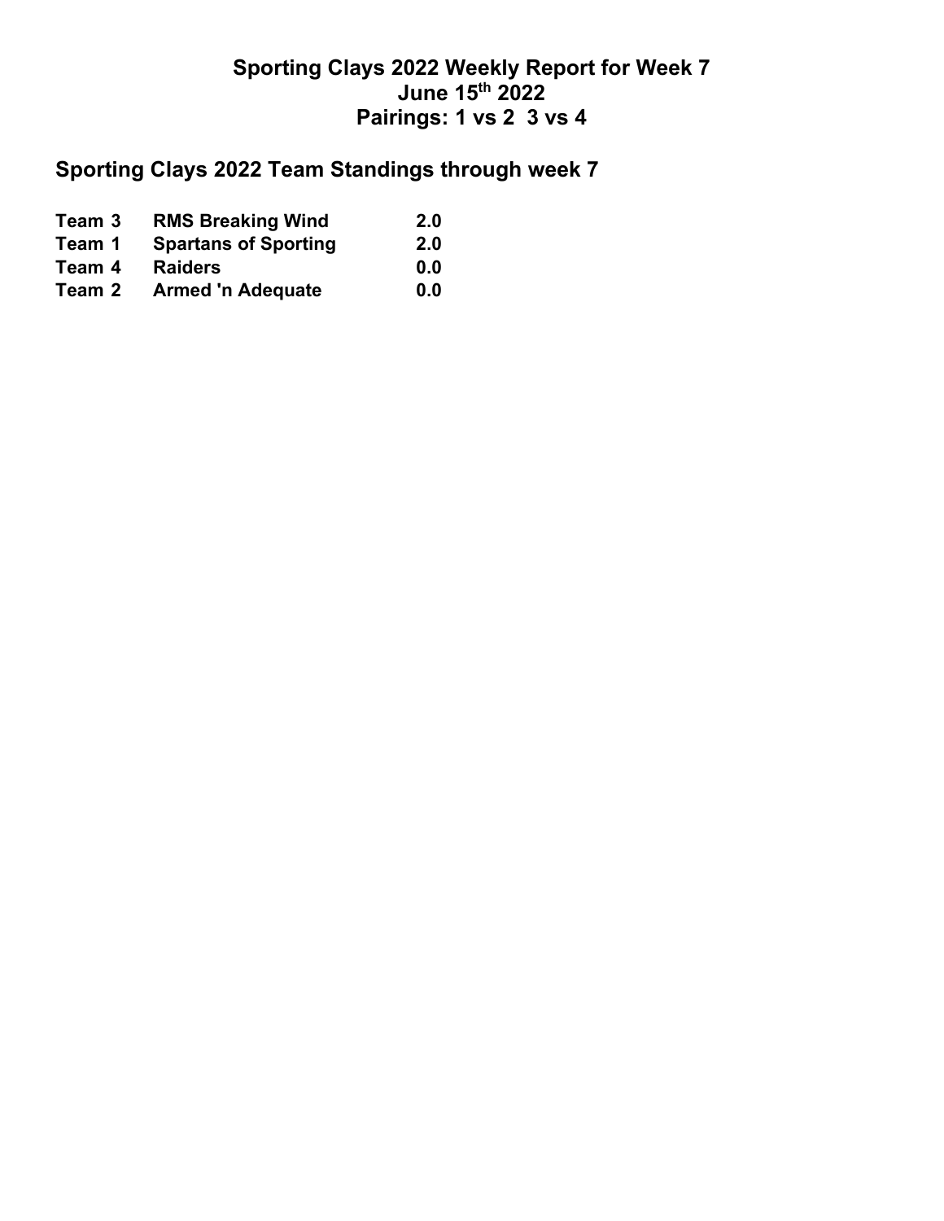# Sporting Clays 2022 Weekly Report for Week 7
## June 15th 2022
## Pairings: 1 vs 2  3 vs 4

## Sporting Clays 2022 Team Standings through week 7

| Team | Name | Points |
| --- | --- | --- |
| Team 3 | RMS Breaking Wind | 2.0 |
| Team 1 | Spartans of Sporting | 2.0 |
| Team 4 | Raiders | 0.0 |
| Team 2 | Armed 'n Adequate | 0.0 |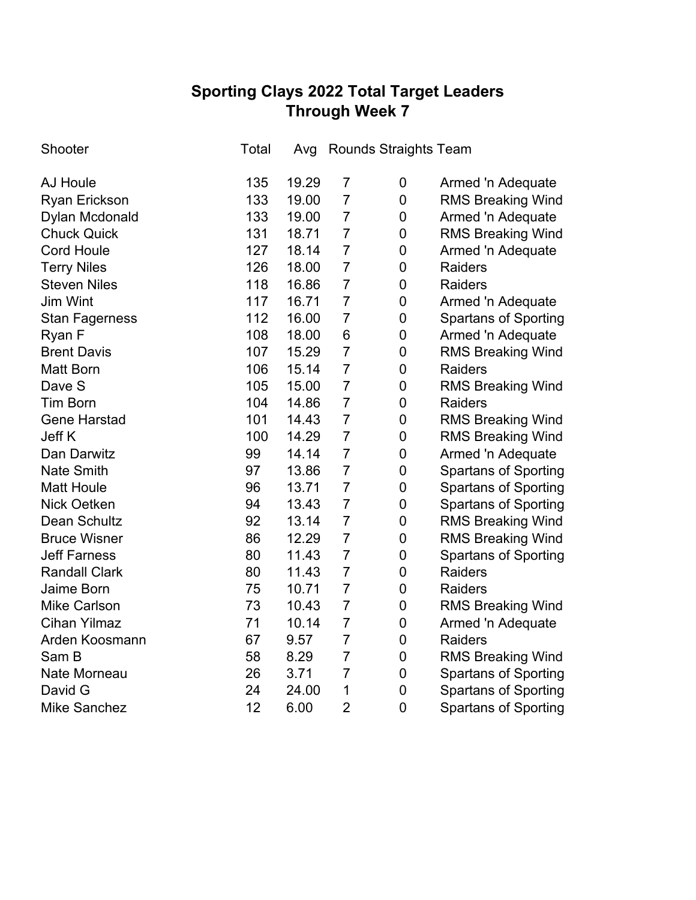# Sporting Clays 2022 Total Target Leaders
## Through Week 7

| Shooter | Total | Avg | Rounds | Straights | Team |
|---|---|---|---|---|---|
| AJ Houle | 135 | 19.29 | 7 | 0 | Armed 'n Adequate |
| Ryan Erickson | 133 | 19.00 | 7 | 0 | RMS Breaking Wind |
| Dylan Mcdonald | 133 | 19.00 | 7 | 0 | Armed 'n Adequate |
| Chuck Quick | 131 | 18.71 | 7 | 0 | RMS Breaking Wind |
| Cord Houle | 127 | 18.14 | 7 | 0 | Armed 'n Adequate |
| Terry Niles | 126 | 18.00 | 7 | 0 | Raiders |
| Steven Niles | 118 | 16.86 | 7 | 0 | Raiders |
| Jim Wint | 117 | 16.71 | 7 | 0 | Armed 'n Adequate |
| Stan Fagerness | 112 | 16.00 | 7 | 0 | Spartans of Sporting |
| Ryan F | 108 | 18.00 | 6 | 0 | Armed 'n Adequate |
| Brent Davis | 107 | 15.29 | 7 | 0 | RMS Breaking Wind |
| Matt Born | 106 | 15.14 | 7 | 0 | Raiders |
| Dave S | 105 | 15.00 | 7 | 0 | RMS Breaking Wind |
| Tim Born | 104 | 14.86 | 7 | 0 | Raiders |
| Gene Harstad | 101 | 14.43 | 7 | 0 | RMS Breaking Wind |
| Jeff K | 100 | 14.29 | 7 | 0 | RMS Breaking Wind |
| Dan Darwitz | 99 | 14.14 | 7 | 0 | Armed 'n Adequate |
| Nate Smith | 97 | 13.86 | 7 | 0 | Spartans of Sporting |
| Matt Houle | 96 | 13.71 | 7 | 0 | Spartans of Sporting |
| Nick Oetken | 94 | 13.43 | 7 | 0 | Spartans of Sporting |
| Dean Schultz | 92 | 13.14 | 7 | 0 | RMS Breaking Wind |
| Bruce Wisner | 86 | 12.29 | 7 | 0 | RMS Breaking Wind |
| Jeff Farness | 80 | 11.43 | 7 | 0 | Spartans of Sporting |
| Randall Clark | 80 | 11.43 | 7 | 0 | Raiders |
| Jaime Born | 75 | 10.71 | 7 | 0 | Raiders |
| Mike Carlson | 73 | 10.43 | 7 | 0 | RMS Breaking Wind |
| Cihan Yilmaz | 71 | 10.14 | 7 | 0 | Armed 'n Adequate |
| Arden Koosmann | 67 | 9.57 | 7 | 0 | Raiders |
| Sam B | 58 | 8.29 | 7 | 0 | RMS Breaking Wind |
| Nate Morneau | 26 | 3.71 | 7 | 0 | Spartans of Sporting |
| David G | 24 | 24.00 | 1 | 0 | Spartans of Sporting |
| Mike Sanchez | 12 | 6.00 | 2 | 0 | Spartans of Sporting |